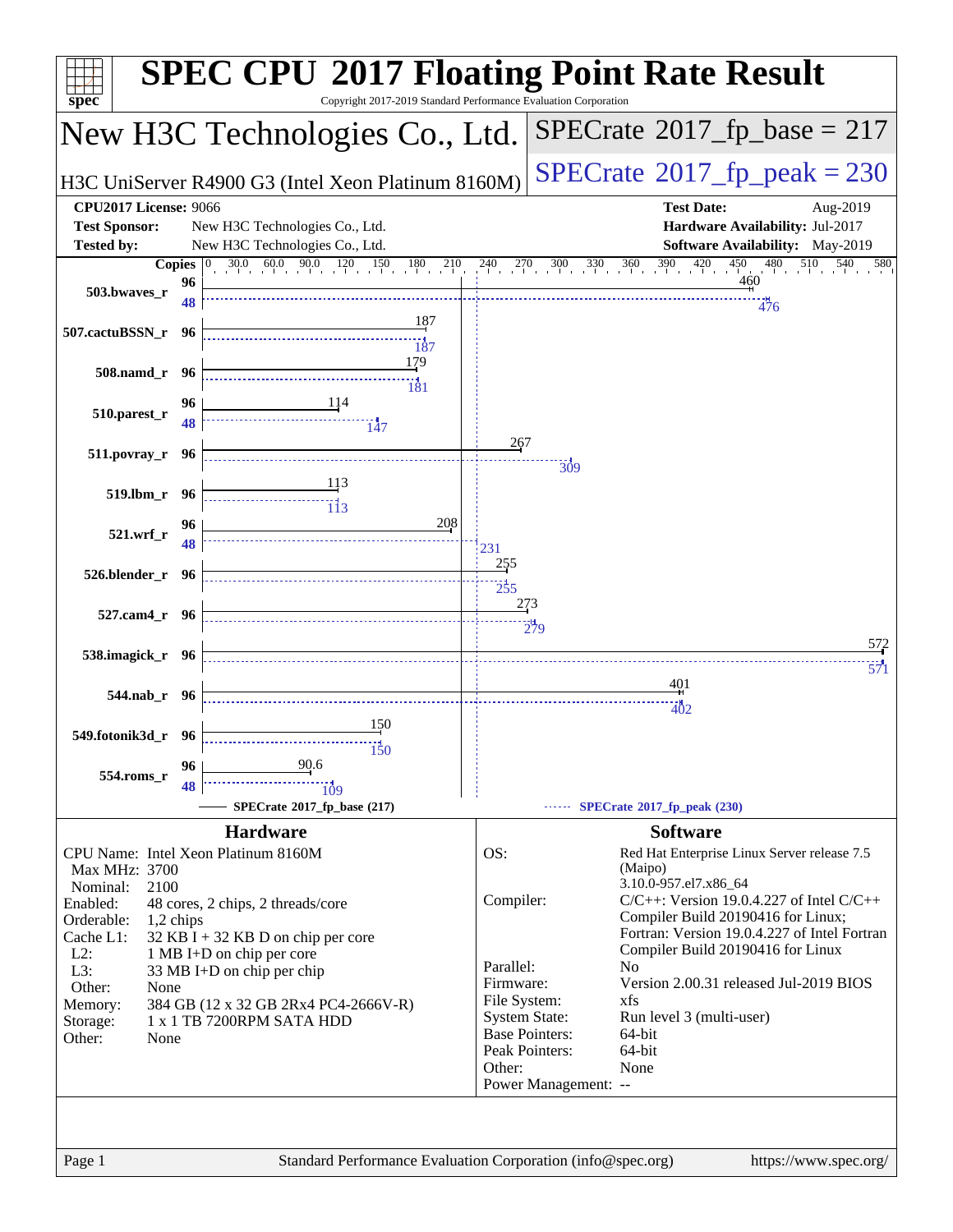# SPEC CPU 2017 Floating Point Rate Result

Copyright 2017-2019 Standard Performance Evaluation Corporation

## New H3C Technologies Co., Ltd.

H3C UniServer R4900 G3 (Intel Xeon Platinum 8160M)

SPECrate 2017_fp_base = 217

SPECrate 2017_fp_peak = 230

| | | | |
|---|---|---|---|
| **CPU2017 License:** | 9066 | **Test Date:** | Aug-2019 |
| **Test Sponsor:** | New H3C Technologies Co., Ltd. | **Hardware Availability:** | Jul-2017 |
| **Tested by:** | New H3C Technologies Co., Ltd. | **Software Availability:** | May-2019 |

| Benchmark | Base Copies | Base | Peak Copies | Peak |
|---|---|---|---|---|
| 503.bwaves_r | 96 | 460 | 48 | 476 |
| 507.cactuBSSN_r | 96 | 187 | 96 | 187 |
| 508.namd_r | 96 | 179 | 96 | 181 |
| 510.parest_r | 96 | 114 | 48 | 147 |
| 511.povray_r | 96 | 267 | 96 | 309 |
| 519.lbm_r | 96 | 113 | 96 | 113 |
| 521.wrf_r | 96 | 208 | 48 | 231 |
| 526.blender_r | 96 | 255 | 96 | 255 |
| 527.cam4_r | 96 | 273 | 96 | 279 |
| 538.imagick_r | 96 | 572 | 96 | 571 |
| 544.nab_r | 96 | 401 | 96 | 402 |
| 549.fotonik3d_r | 96 | 150 | 96 | 150 |
| 554.roms_r | 96 | 90.6 | 48 | 109 |

SPECrate 2017_fp_base (217) ------ SPECrate 2017_fp_peak (230)

### Hardware

| | |
|---|---|
| CPU Name: | Intel Xeon Platinum 8160M |
| Max MHz: | 3700 |
| Nominal: | 2100 |
| Enabled: | 48 cores, 2 chips, 2 threads/core |
| Orderable: | 1,2 chips |
| Cache L1: | 32 KB I + 32 KB D on chip per core |
| L2: | 1 MB I+D on chip per core |
| L3: | 33 MB I+D on chip per chip |
| Other: | None |
| Memory: | 384 GB (12 x 32 GB 2Rx4 PC4-2666V-R) |
| Storage: | 1 x 1 TB 7200RPM SATA HDD |
| Other: | None |

### Software

| | |
|---|---|
| OS: | Red Hat Enterprise Linux Server release 7.5 (Maipo) 3.10.0-957.el7.x86_64 |
| Compiler: | C/C++: Version 19.0.4.227 of Intel C/C++ Compiler Build 20190416 for Linux; Fortran: Version 19.0.4.227 of Intel Fortran Compiler Build 20190416 for Linux |
| Parallel: | No |
| Firmware: | Version 2.00.31 released Jul-2019 BIOS |
| File System: | xfs |
| System State: | Run level 3 (multi-user) |
| Base Pointers: | 64-bit |
| Peak Pointers: | 64-bit |
| Other: | None |
| Power Management: | -- |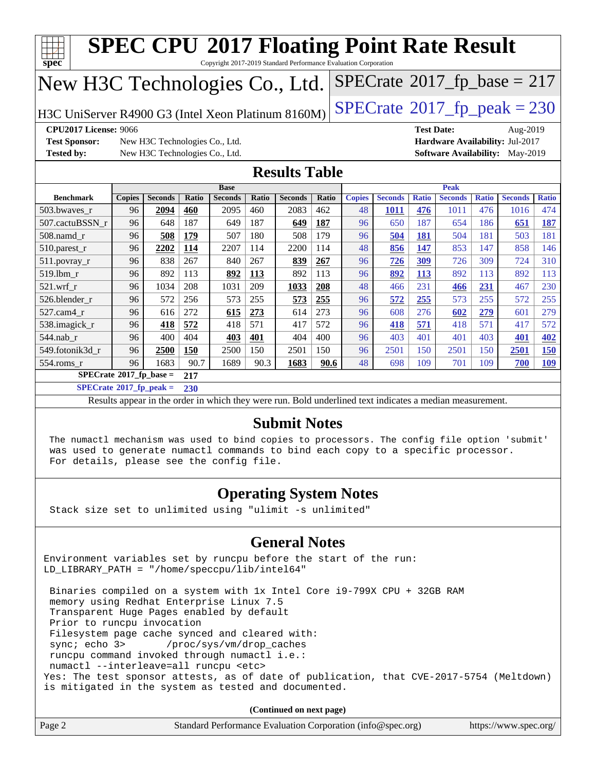# SPEC CPU 2017 Floating Point Rate Result

Copyright 2017-2019 Standard Performance Evaluation Corporation

## New H3C Technologies Co., Ltd.

H3C UniServer R4900 G3 (Intel Xeon Platinum 8160M)

SPECrate 2017_fp_base = 217

SPECrate 2017_fp_peak = 230

**CPU2017 License:** 9066
**Test Sponsor:** New H3C Technologies Co., Ltd.
**Tested by:** New H3C Technologies Co., Ltd.
**Test Date:** Aug-2019
**Hardware Availability:** Jul-2017
**Software Availability:** May-2019

## Results Table

| Benchmark | Base | | | | | | | Peak | | | | | | |
|---|---|---|---|---|---|---|---|---|---|---|---|---|---|---|
| | Copies | Seconds | Ratio | Seconds | Ratio | Seconds | Ratio | Copies | Seconds | Ratio | Seconds | Ratio | Seconds | Ratio |
| 503.bwaves_r | 96 | **2094** | **460** | 2095 | 460 | 2083 | 462 | 48 | **1011** | **476** | 1011 | 476 | 1016 | 474 |
| 507.cactuBSSN_r | 96 | 648 | 187 | 649 | 187 | **649** | **187** | 96 | 650 | 187 | 654 | 186 | **651** | **187** |
| 508.namd_r | 96 | **508** | **179** | 507 | 180 | 508 | 179 | 96 | **504** | **181** | 504 | 181 | 503 | 181 |
| 510.parest_r | 96 | **2202** | **114** | 2207 | 114 | 2200 | 114 | 48 | **856** | **147** | 853 | 147 | 858 | 146 |
| 511.povray_r | 96 | 838 | 267 | 840 | 267 | **839** | **267** | 96 | **726** | **309** | 726 | 309 | 724 | 310 |
| 519.lbm_r | 96 | 892 | 113 | **892** | **113** | 892 | 113 | 96 | **892** | **113** | 892 | 113 | 892 | 113 |
| 521.wrf_r | 96 | 1034 | 208 | 1031 | 209 | **1033** | **208** | 48 | 466 | 231 | **466** | **231** | 467 | 230 |
| 526.blender_r | 96 | 572 | 256 | 573 | 255 | **573** | **255** | 96 | **572** | **255** | 573 | 255 | 572 | 255 |
| 527.cam4_r | 96 | 616 | 272 | **615** | **273** | 614 | 273 | 96 | 608 | 276 | **602** | **279** | 601 | 279 |
| 538.imagick_r | 96 | **418** | **572** | 418 | 571 | 417 | 572 | 96 | **418** | **571** | 418 | 571 | 417 | 572 |
| 544.nab_r | 96 | 400 | 404 | **403** | **401** | 404 | 400 | 96 | 403 | 401 | 401 | 403 | **401** | **402** |
| 549.fotonik3d_r | 96 | **2500** | **150** | 2500 | 150 | 2501 | 150 | 96 | 2501 | 150 | 2501 | 150 | **2501** | **150** |
| 554.roms_r | 96 | 1683 | 90.7 | 1689 | 90.3 | **1683** | **90.6** | 48 | 698 | 109 | 701 | 109 | **700** | **109** |

**SPECrate 2017_fp_base =** **217**

**SPECrate 2017_fp_peak =** **230**

Results appear in the order in which they were run. Bold underlined text indicates a median measurement.

## Submit Notes

```
The numactl mechanism was used to bind copies to processors. The config file option 'submit'
was used to generate numactl commands to bind each copy to a specific processor.
For details, please see the config file.
```

## Operating System Notes

```
Stack size set to unlimited using "ulimit -s unlimited"
```

## General Notes

```
Environment variables set by runcpu before the start of the run:
LD_LIBRARY_PATH = "/home/speccpu/lib/intel64"

 Binaries compiled on a system with 1x Intel Core i9-799X CPU + 32GB RAM
 memory using Redhat Enterprise Linux 7.5
 Transparent Huge Pages enabled by default
 Prior to runcpu invocation
 Filesystem page cache synced and cleared with:
 sync; echo 3>       /proc/sys/vm/drop_caches
 runcpu command invoked through numactl i.e.:
 numactl --interleave=all runcpu <etc>
Yes: The test sponsor attests, as of date of publication, that CVE-2017-5754 (Meltdown)
is mitigated in the system as tested and documented.
```

**(Continued on next page)**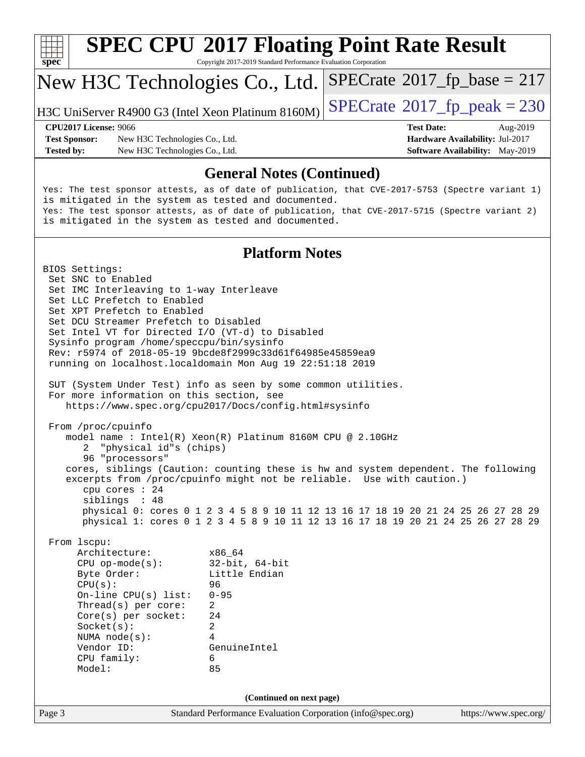## General Notes (Continued)

```
Yes: The test sponsor attests, as of date of publication, that CVE-2017-5753 (Spectre variant 1)
is mitigated in the system as tested and documented.
Yes: The test sponsor attests, as of date of publication, that CVE-2017-5715 (Spectre variant 2)
is mitigated in the system as tested and documented.
```

## Platform Notes

```
BIOS Settings:
 Set SNC to Enabled
 Set IMC Interleaving to 1-way Interleave
 Set LLC Prefetch to Enabled
 Set XPT Prefetch to Enabled
 Set DCU Streamer Prefetch to Disabled
 Set Intel VT for Directed I/O (VT-d) to Disabled
 Sysinfo program /home/speccpu/bin/sysinfo
 Rev: r5974 of 2018-05-19 9bcde8f2999c33d61f64985e45859ea9
 running on localhost.localdomain Mon Aug 19 22:51:18 2019

 SUT (System Under Test) info as seen by some common utilities.
 For more information on this section, see
    https://www.spec.org/cpu2017/Docs/config.html#sysinfo

 From /proc/cpuinfo
    model name : Intel(R) Xeon(R) Platinum 8160M CPU @ 2.10GHz
       2  "physical id"s (chips)
       96 "processors"
    cores, siblings (Caution: counting these is hw and system dependent. The following
    excerpts from /proc/cpuinfo might not be reliable.  Use with caution.)
       cpu cores : 24
       siblings  : 48
       physical 0: cores 0 1 2 3 4 5 8 9 10 11 12 13 16 17 18 19 20 21 24 25 26 27 28 29
       physical 1: cores 0 1 2 3 4 5 8 9 10 11 12 13 16 17 18 19 20 21 24 25 26 27 28 29

 From lscpu:
      Architecture:          x86_64
      CPU op-mode(s):        32-bit, 64-bit
      Byte Order:            Little Endian
      CPU(s):                96
      On-line CPU(s) list:   0-95
      Thread(s) per core:    2
      Core(s) per socket:    24
      Socket(s):             2
      NUMA node(s):          4
      Vendor ID:             GenuineIntel
      CPU family:            6
      Model:                 85
```

(Continued on next page)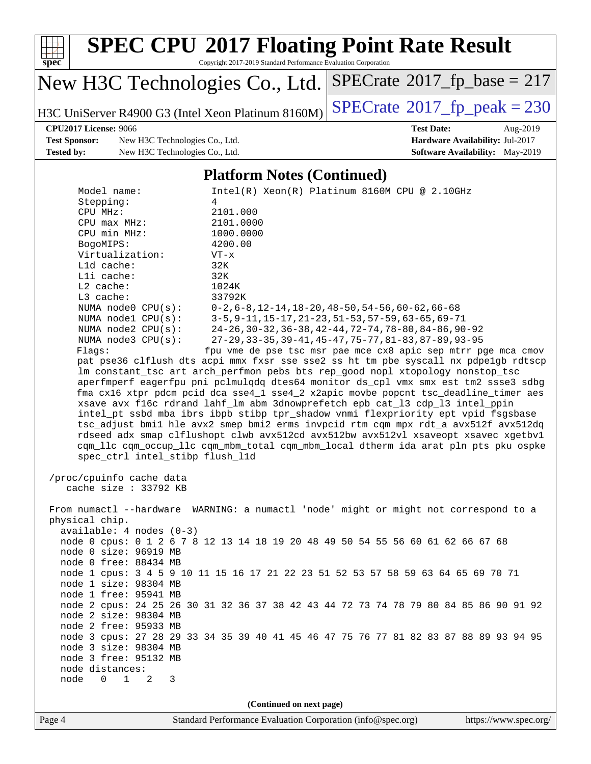# SPEC CPU 2017 Floating Point Rate Result

Copyright 2017-2019 Standard Performance Evaluation Corporation

**New H3C Technologies Co., Ltd.**

H3C UniServer R4900 G3 (Intel Xeon Platinum 8160M)

SPECrate 2017_fp_base = 217

SPECrate 2017_fp_peak = 230

| | | | |
|---|---|---|---|
| **CPU2017 License:** 9066 | | **Test Date:** | Aug-2019 |
| **Test Sponsor:** | New H3C Technologies Co., Ltd. | **Hardware Availability:** | Jul-2017 |
| **Tested by:** | New H3C Technologies Co., Ltd. | **Software Availability:** | May-2019 |

## Platform Notes (Continued)

```
     Model name:            Intel(R) Xeon(R) Platinum 8160M CPU @ 2.10GHz
     Stepping:              4
     CPU MHz:               2101.000
     CPU max MHz:           2101.0000
     CPU min MHz:           1000.0000
     BogoMIPS:              4200.00
     Virtualization:        VT-x
     L1d cache:             32K
     L1i cache:             32K
     L2 cache:              1024K
     L3 cache:              33792K
     NUMA node0 CPU(s):     0-2,6-8,12-14,18-20,48-50,54-56,60-62,66-68
     NUMA node1 CPU(s):     3-5,9-11,15-17,21-23,51-53,57-59,63-65,69-71
     NUMA node2 CPU(s):     24-26,30-32,36-38,42-44,72-74,78-80,84-86,90-92
     NUMA node3 CPU(s):     27-29,33-35,39-41,45-47,75-77,81-83,87-89,93-95
     Flags:                fpu vme de pse tsc msr pae mce cx8 apic sep mtrr pge mca cmov
     pat pse36 clflush dts acpi mmx fxsr sse sse2 ss ht tm pbe syscall nx pdpe1gb rdtscp
     lm constant_tsc art arch_perfmon pebs bts rep_good nopl xtopology nonstop_tsc
     aperfmperf eagerfpu pni pclmulqdq dtes64 monitor ds_cpl vmx smx est tm2 ssse3 sdbg
     fma cx16 xtpr pdcm pcid dca sse4_1 sse4_2 x2apic movbe popcnt tsc_deadline_timer aes
     xsave avx f16c rdrand lahf_lm abm 3dnowprefetch epb cat_l3 cdp_l3 intel_ppin
     intel_pt ssbd mba ibrs ibpb stibp tpr_shadow vnmi flexpriority ept vpid fsgsbase
     tsc_adjust bmi1 hle avx2 smep bmi2 erms invpcid rtm cqm mpx rdt_a avx512f avx512dq
     rdseed adx smap clflushopt clwb avx512cd avx512bw avx512vl xsaveopt xsavec xgetbv1
     cqm_llc cqm_occup_llc cqm_mbm_total cqm_mbm_local dtherm ida arat pln pts pku ospke
     spec_ctrl intel_stibp flush_l1d

 /proc/cpuinfo cache data
    cache size : 33792 KB

 From numactl --hardware  WARNING: a numactl 'node' might or might not correspond to a
 physical chip.
   available: 4 nodes (0-3)
   node 0 cpus: 0 1 2 6 7 8 12 13 14 18 19 20 48 49 50 54 55 56 60 61 62 66 67 68
   node 0 size: 96919 MB
   node 0 free: 88434 MB
   node 1 cpus: 3 4 5 9 10 11 15 16 17 21 22 23 51 52 53 57 58 59 63 64 65 69 70 71
   node 1 size: 98304 MB
   node 1 free: 95941 MB
   node 2 cpus: 24 25 26 30 31 32 36 37 38 42 43 44 72 73 74 78 79 80 84 85 86 90 91 92
   node 2 size: 98304 MB
   node 2 free: 95933 MB
   node 3 cpus: 27 28 29 33 34 35 39 40 41 45 46 47 75 76 77 81 82 83 87 88 89 93 94 95
   node 3 size: 98304 MB
   node 3 free: 95132 MB
   node distances:
   node   0   1   2   3
```

(Continued on next page)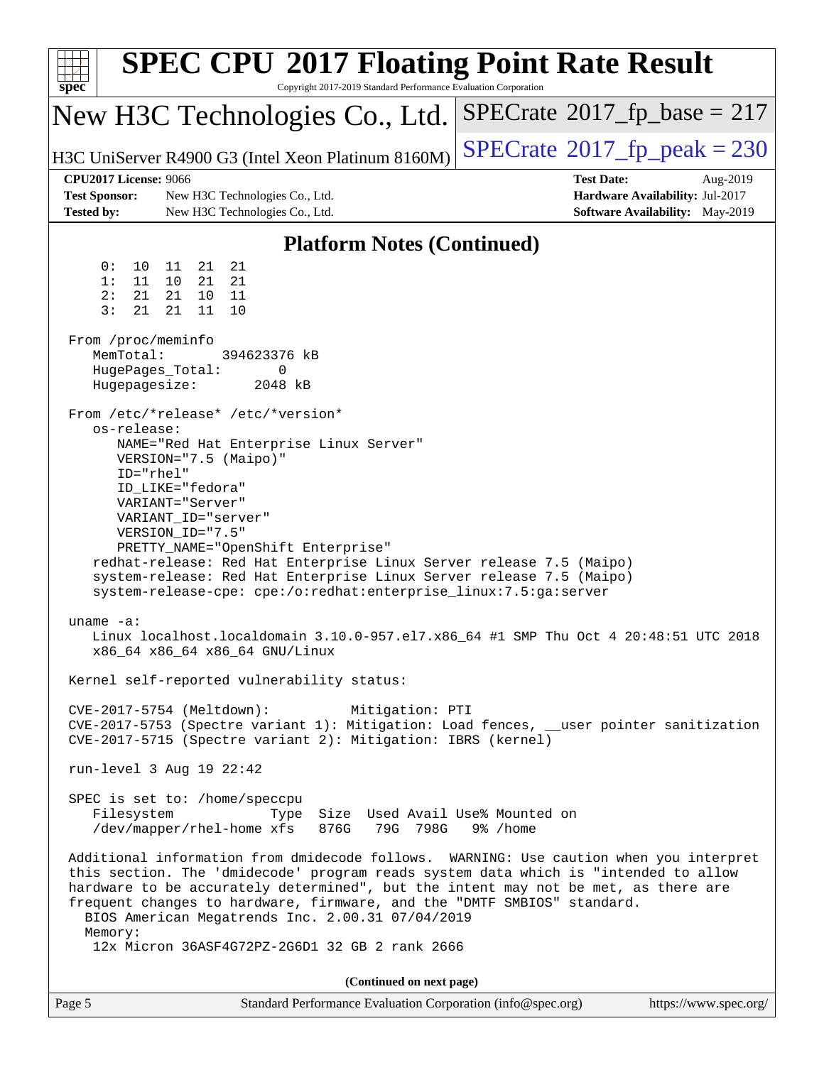## Platform Notes (Continued)

```
     0:  10  11  21  21
     1:  11  10  21  21
     2:  21  21  10  11
     3:  21  21  11  10

 From /proc/meminfo
    MemTotal:       394623376 kB
    HugePages_Total:       0
    Hugepagesize:       2048 kB

 From /etc/*release* /etc/*version*
    os-release:
       NAME="Red Hat Enterprise Linux Server"
       VERSION="7.5 (Maipo)"
       ID="rhel"
       ID_LIKE="fedora"
       VARIANT="Server"
       VARIANT_ID="server"
       VERSION_ID="7.5"
       PRETTY_NAME="OpenShift Enterprise"
    redhat-release: Red Hat Enterprise Linux Server release 7.5 (Maipo)
    system-release: Red Hat Enterprise Linux Server release 7.5 (Maipo)
    system-release-cpe: cpe:/o:redhat:enterprise_linux:7.5:ga:server

 uname -a:
    Linux localhost.localdomain 3.10.0-957.el7.x86_64 #1 SMP Thu Oct 4 20:48:51 UTC 2018
    x86_64 x86_64 x86_64 GNU/Linux

 Kernel self-reported vulnerability status:

 CVE-2017-5754 (Meltdown):          Mitigation: PTI
 CVE-2017-5753 (Spectre variant 1): Mitigation: Load fences, __user pointer sanitization
 CVE-2017-5715 (Spectre variant 2): Mitigation: IBRS (kernel)

 run-level 3 Aug 19 22:42

 SPEC is set to: /home/speccpu
    Filesystem            Type  Size  Used Avail Use% Mounted on
    /dev/mapper/rhel-home xfs   876G   79G  798G   9% /home

 Additional information from dmidecode follows.  WARNING: Use caution when you interpret
 this section. The 'dmidecode' program reads system data which is "intended to allow
 hardware to be accurately determined", but the intent may not be met, as there are
 frequent changes to hardware, firmware, and the "DMTF SMBIOS" standard.
   BIOS American Megatrends Inc. 2.00.31 07/04/2019
   Memory:
    12x Micron 36ASF4G72PZ-2G6D1 32 GB 2 rank 2666
```

(Continued on next page)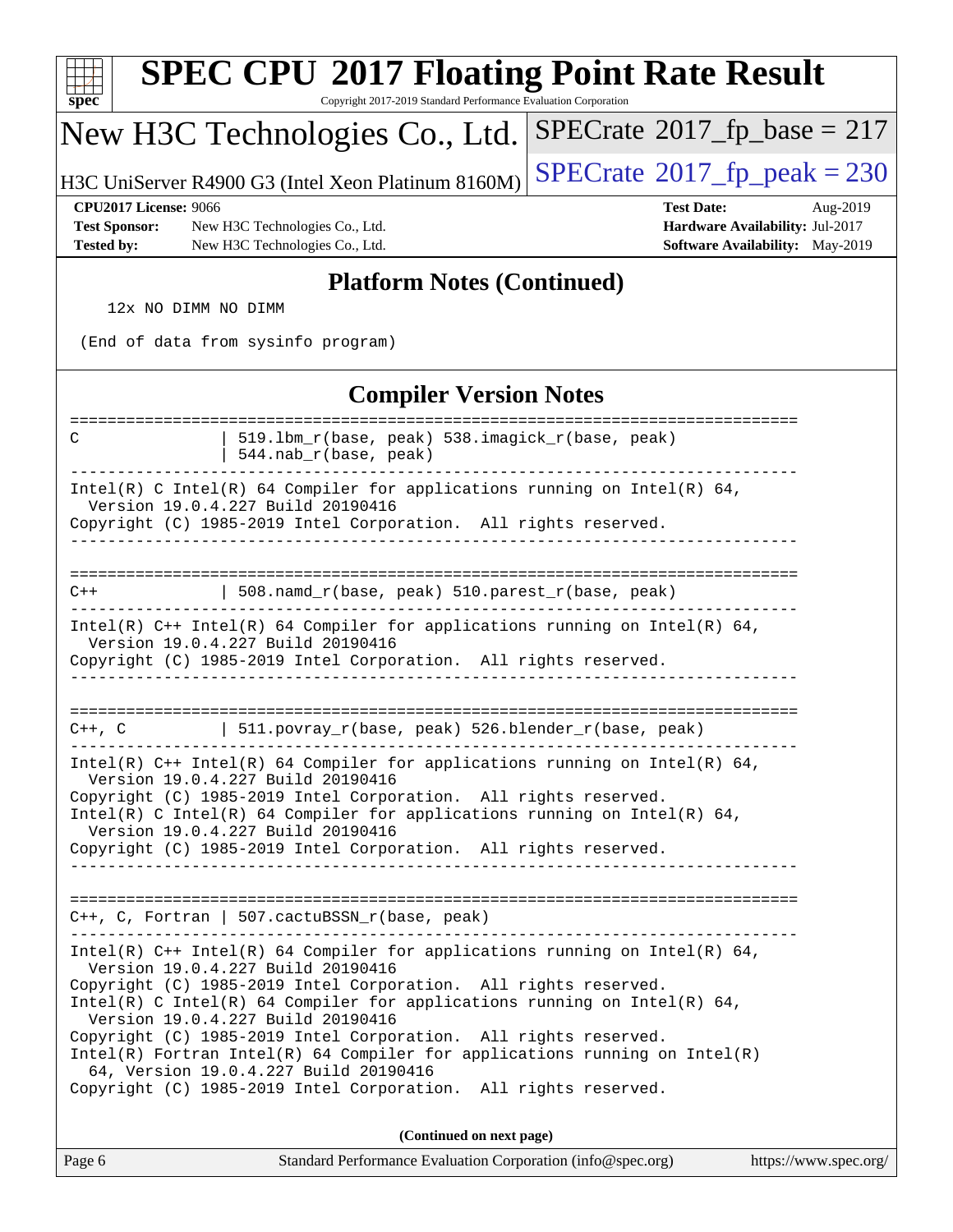## Platform Notes (Continued)

```
   12x NO DIMM NO DIMM

 (End of data from sysinfo program)
```

## Compiler Version Notes

```
==============================================================================
C              | 519.lbm_r(base, peak) 538.imagick_r(base, peak)
               | 544.nab_r(base, peak)
------------------------------------------------------------------------------
Intel(R) C Intel(R) 64 Compiler for applications running on Intel(R) 64,
  Version 19.0.4.227 Build 20190416
Copyright (C) 1985-2019 Intel Corporation.  All rights reserved.
------------------------------------------------------------------------------

==============================================================================
C++            | 508.namd_r(base, peak) 510.parest_r(base, peak)
------------------------------------------------------------------------------
Intel(R) C++ Intel(R) 64 Compiler for applications running on Intel(R) 64,
  Version 19.0.4.227 Build 20190416
Copyright (C) 1985-2019 Intel Corporation.  All rights reserved.
------------------------------------------------------------------------------

==============================================================================
C++, C         | 511.povray_r(base, peak) 526.blender_r(base, peak)
------------------------------------------------------------------------------
Intel(R) C++ Intel(R) 64 Compiler for applications running on Intel(R) 64,
  Version 19.0.4.227 Build 20190416
Copyright (C) 1985-2019 Intel Corporation.  All rights reserved.
Intel(R) C Intel(R) 64 Compiler for applications running on Intel(R) 64,
  Version 19.0.4.227 Build 20190416
Copyright (C) 1985-2019 Intel Corporation.  All rights reserved.
------------------------------------------------------------------------------

==============================================================================
C++, C, Fortran | 507.cactuBSSN_r(base, peak)
------------------------------------------------------------------------------
Intel(R) C++ Intel(R) 64 Compiler for applications running on Intel(R) 64,
  Version 19.0.4.227 Build 20190416
Copyright (C) 1985-2019 Intel Corporation.  All rights reserved.
Intel(R) C Intel(R) 64 Compiler for applications running on Intel(R) 64,
  Version 19.0.4.227 Build 20190416
Copyright (C) 1985-2019 Intel Corporation.  All rights reserved.
Intel(R) Fortran Intel(R) 64 Compiler for applications running on Intel(R)
  64, Version 19.0.4.227 Build 20190416
Copyright (C) 1985-2019 Intel Corporation.  All rights reserved.
```

**(Continued on next page)**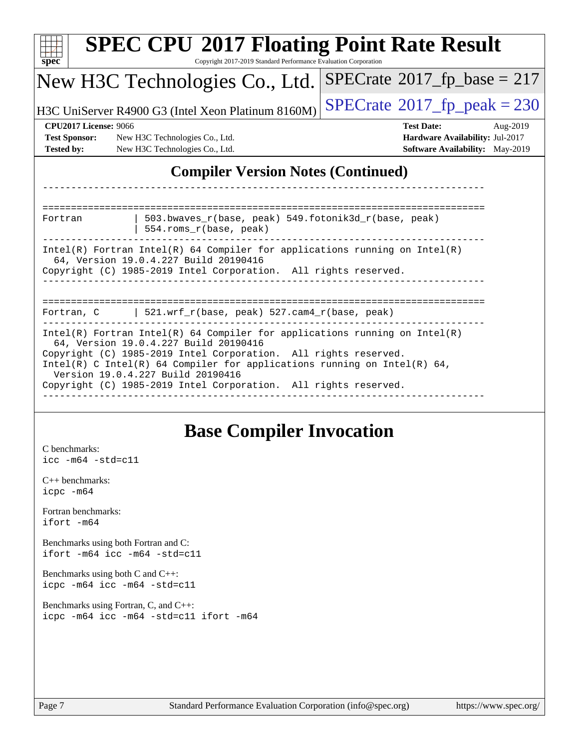## Compiler Version Notes (Continued)

```
------------------------------------------------------------------------------

==============================================================================
Fortran         | 503.bwaves_r(base, peak) 549.fotonik3d_r(base, peak)
                | 554.roms_r(base, peak)
------------------------------------------------------------------------------
Intel(R) Fortran Intel(R) 64 Compiler for applications running on Intel(R)
  64, Version 19.0.4.227 Build 20190416
Copyright (C) 1985-2019 Intel Corporation.  All rights reserved.
------------------------------------------------------------------------------

==============================================================================
Fortran, C      | 521.wrf_r(base, peak) 527.cam4_r(base, peak)
------------------------------------------------------------------------------
Intel(R) Fortran Intel(R) 64 Compiler for applications running on Intel(R)
  64, Version 19.0.4.227 Build 20190416
Copyright (C) 1985-2019 Intel Corporation.  All rights reserved.
Intel(R) C Intel(R) 64 Compiler for applications running on Intel(R) 64,
  Version 19.0.4.227 Build 20190416
Copyright (C) 1985-2019 Intel Corporation.  All rights reserved.
------------------------------------------------------------------------------
```

## Base Compiler Invocation

C benchmarks:
`icc -m64 -std=c11`

C++ benchmarks:
`icpc -m64`

Fortran benchmarks:
`ifort -m64`

Benchmarks using both Fortran and C:
`ifort -m64 icc -m64 -std=c11`

Benchmarks using both C and C++:
`icpc -m64 icc -m64 -std=c11`

Benchmarks using Fortran, C, and C++:
`icpc -m64 icc -m64 -std=c11 ifort -m64`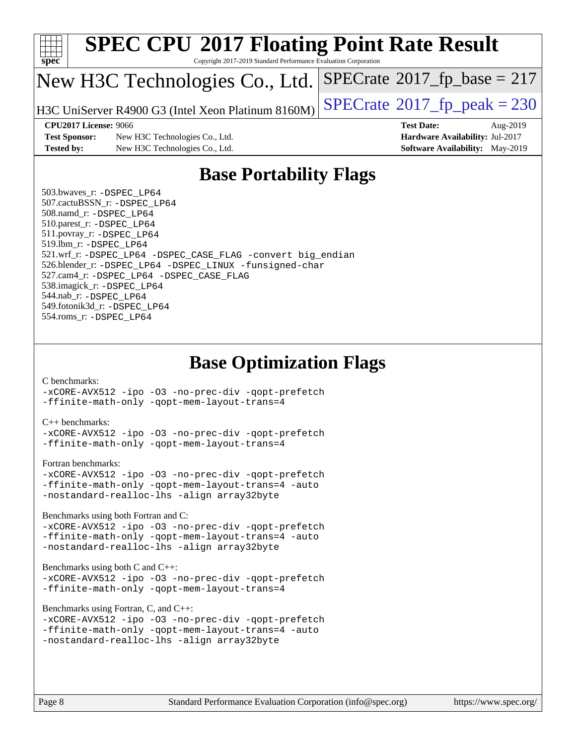# SPEC CPU 2017 Floating Point Rate Result

Copyright 2017-2019 Standard Performance Evaluation Corporation

## New H3C Technologies Co., Ltd.

H3C UniServer R4900 G3 (Intel Xeon Platinum 8160M)

SPECrate 2017_fp_base = 217

SPECrate 2017_fp_peak = 230

**CPU2017 License:** 9066
**Test Sponsor:** New H3C Technologies Co., Ltd.
**Tested by:** New H3C Technologies Co., Ltd.

**Test Date:** Aug-2019
**Hardware Availability:** Jul-2017
**Software Availability:** May-2019

## Base Portability Flags

503.bwaves_r: -DSPEC_LP64
507.cactuBSSN_r: -DSPEC_LP64
508.namd_r: -DSPEC_LP64
510.parest_r: -DSPEC_LP64
511.povray_r: -DSPEC_LP64
519.lbm_r: -DSPEC_LP64
521.wrf_r: -DSPEC_LP64 -DSPEC_CASE_FLAG -convert big_endian
526.blender_r: -DSPEC_LP64 -DSPEC_LINUX -funsigned-char
527.cam4_r: -DSPEC_LP64 -DSPEC_CASE_FLAG
538.imagick_r: -DSPEC_LP64
544.nab_r: -DSPEC_LP64
549.fotonik3d_r: -DSPEC_LP64
554.roms_r: -DSPEC_LP64

## Base Optimization Flags

C benchmarks:
-xCORE-AVX512 -ipo -O3 -no-prec-div -qopt-prefetch
-ffinite-math-only -qopt-mem-layout-trans=4

C++ benchmarks:
-xCORE-AVX512 -ipo -O3 -no-prec-div -qopt-prefetch
-ffinite-math-only -qopt-mem-layout-trans=4

Fortran benchmarks:
-xCORE-AVX512 -ipo -O3 -no-prec-div -qopt-prefetch
-ffinite-math-only -qopt-mem-layout-trans=4 -auto
-nostandard-realloc-lhs -align array32byte

Benchmarks using both Fortran and C:
-xCORE-AVX512 -ipo -O3 -no-prec-div -qopt-prefetch
-ffinite-math-only -qopt-mem-layout-trans=4 -auto
-nostandard-realloc-lhs -align array32byte

Benchmarks using both C and C++:
-xCORE-AVX512 -ipo -O3 -no-prec-div -qopt-prefetch
-ffinite-math-only -qopt-mem-layout-trans=4

Benchmarks using Fortran, C, and C++:
-xCORE-AVX512 -ipo -O3 -no-prec-div -qopt-prefetch
-ffinite-math-only -qopt-mem-layout-trans=4 -auto
-nostandard-realloc-lhs -align array32byte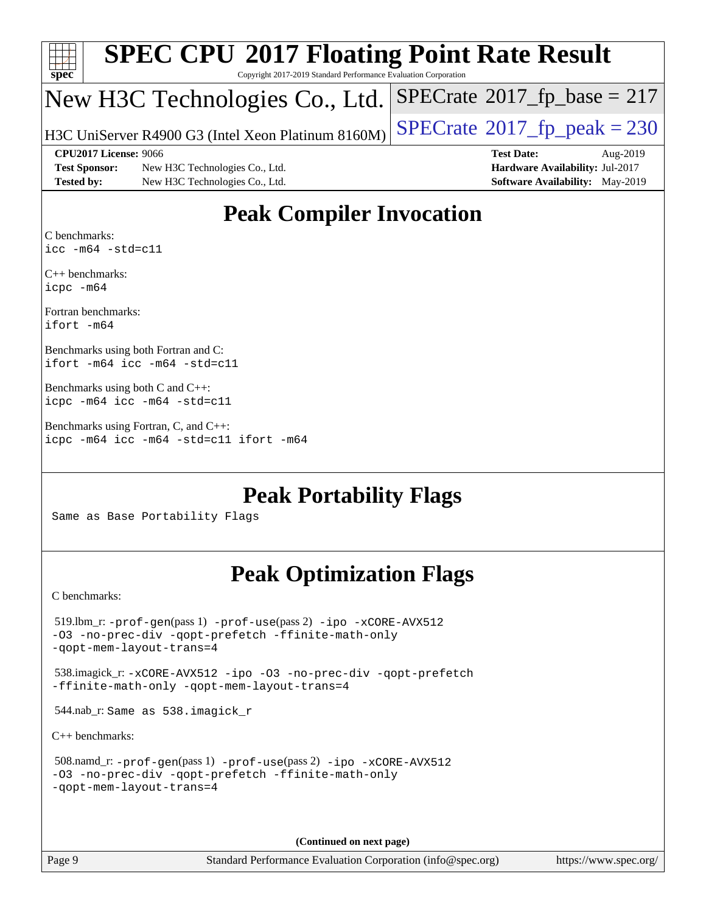# SPEC CPU 2017 Floating Point Rate Result

Copyright 2017-2019 Standard Performance Evaluation Corporation

## New H3C Technologies Co., Ltd.

H3C UniServer R4900 G3 (Intel Xeon Platinum 8160M)

SPECrate 2017_fp_base = 217

SPECrate 2017_fp_peak = 230

**CPU2017 License:** 9066
**Test Sponsor:** New H3C Technologies Co., Ltd.
**Tested by:** New H3C Technologies Co., Ltd.

**Test Date:** Aug-2019
**Hardware Availability:** Jul-2017
**Software Availability:** May-2019

## Peak Compiler Invocation

C benchmarks:
`icc -m64 -std=c11`

C++ benchmarks:
`icpc -m64`

Fortran benchmarks:
`ifort -m64`

Benchmarks using both Fortran and C:
`ifort -m64 icc -m64 -std=c11`

Benchmarks using both C and C++:
`icpc -m64 icc -m64 -std=c11`

Benchmarks using Fortran, C, and C++:
`icpc -m64 icc -m64 -std=c11 ifort -m64`

## Peak Portability Flags

Same as Base Portability Flags

## Peak Optimization Flags

C benchmarks:

519.lbm_r: `-prof-gen`(pass 1) `-prof-use`(pass 2) `-ipo -xCORE-AVX512 -O3 -no-prec-div -qopt-prefetch -ffinite-math-only -qopt-mem-layout-trans=4`

538.imagick_r: `-xCORE-AVX512 -ipo -O3 -no-prec-div -qopt-prefetch -ffinite-math-only -qopt-mem-layout-trans=4`

544.nab_r: Same as 538.imagick_r

C++ benchmarks:

508.namd_r: `-prof-gen`(pass 1) `-prof-use`(pass 2) `-ipo -xCORE-AVX512 -O3 -no-prec-div -qopt-prefetch -ffinite-math-only -qopt-mem-layout-trans=4`

**(Continued on next page)**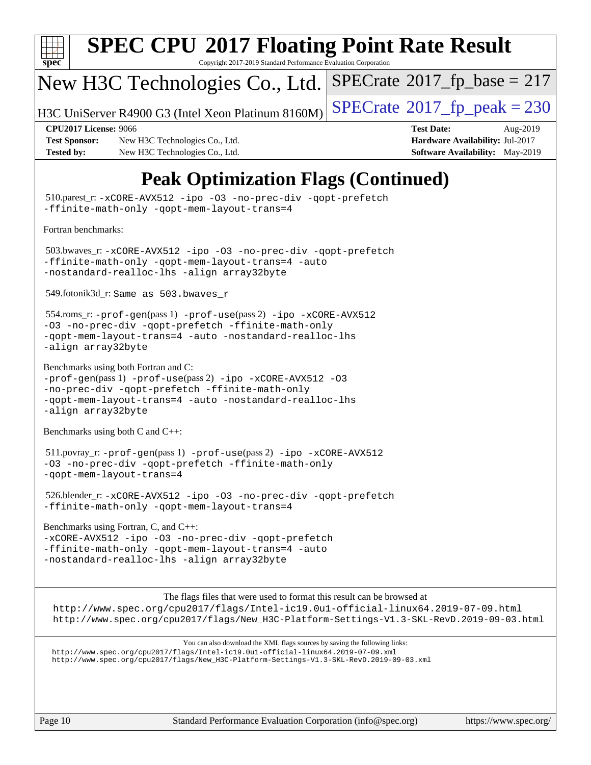# SPEC CPU 2017 Floating Point Rate Result

Copyright 2017-2019 Standard Performance Evaluation Corporation

**New H3C Technologies Co., Ltd.**

H3C UniServer R4900 G3 (Intel Xeon Platinum 8160M)

SPECrate 2017_fp_base = 217

SPECrate 2017_fp_peak = 230

**CPU2017 License:** 9066
**Test Sponsor:** New H3C Technologies Co., Ltd.
**Tested by:** New H3C Technologies Co., Ltd.

**Test Date:** Aug-2019
**Hardware Availability:** Jul-2017
**Software Availability:** May-2019

## Peak Optimization Flags (Continued)

510.parest_r: `-xCORE-AVX512 -ipo -O3 -no-prec-div -qopt-prefetch -ffinite-math-only -qopt-mem-layout-trans=4`

Fortran benchmarks:

503.bwaves_r: `-xCORE-AVX512 -ipo -O3 -no-prec-div -qopt-prefetch -ffinite-math-only -qopt-mem-layout-trans=4 -auto -nostandard-realloc-lhs -align array32byte`

549.fotonik3d_r: `Same as 503.bwaves_r`

554.roms_r: `-prof-gen`(pass 1) `-prof-use`(pass 2) `-ipo -xCORE-AVX512 -O3 -no-prec-div -qopt-prefetch -ffinite-math-only -qopt-mem-layout-trans=4 -auto -nostandard-realloc-lhs -align array32byte`

Benchmarks using both Fortran and C:
`-prof-gen`(pass 1) `-prof-use`(pass 2) `-ipo -xCORE-AVX512 -O3 -no-prec-div -qopt-prefetch -ffinite-math-only -qopt-mem-layout-trans=4 -auto -nostandard-realloc-lhs -align array32byte`

Benchmarks using both C and C++:

511.povray_r: `-prof-gen`(pass 1) `-prof-use`(pass 2) `-ipo -xCORE-AVX512 -O3 -no-prec-div -qopt-prefetch -ffinite-math-only -qopt-mem-layout-trans=4`

526.blender_r: `-xCORE-AVX512 -ipo -O3 -no-prec-div -qopt-prefetch -ffinite-math-only -qopt-mem-layout-trans=4`

Benchmarks using Fortran, C, and C++:
`-xCORE-AVX512 -ipo -O3 -no-prec-div -qopt-prefetch -ffinite-math-only -qopt-mem-layout-trans=4 -auto -nostandard-realloc-lhs -align array32byte`

The flags files that were used to format this result can be browsed at
http://www.spec.org/cpu2017/flags/Intel-ic19.0u1-official-linux64.2019-07-09.html
http://www.spec.org/cpu2017/flags/New_H3C-Platform-Settings-V1.3-SKL-RevD.2019-09-03.html

You can also download the XML flags sources by saving the following links:
http://www.spec.org/cpu2017/flags/Intel-ic19.0u1-official-linux64.2019-07-09.xml
http://www.spec.org/cpu2017/flags/New_H3C-Platform-Settings-V1.3-SKL-RevD.2019-09-03.xml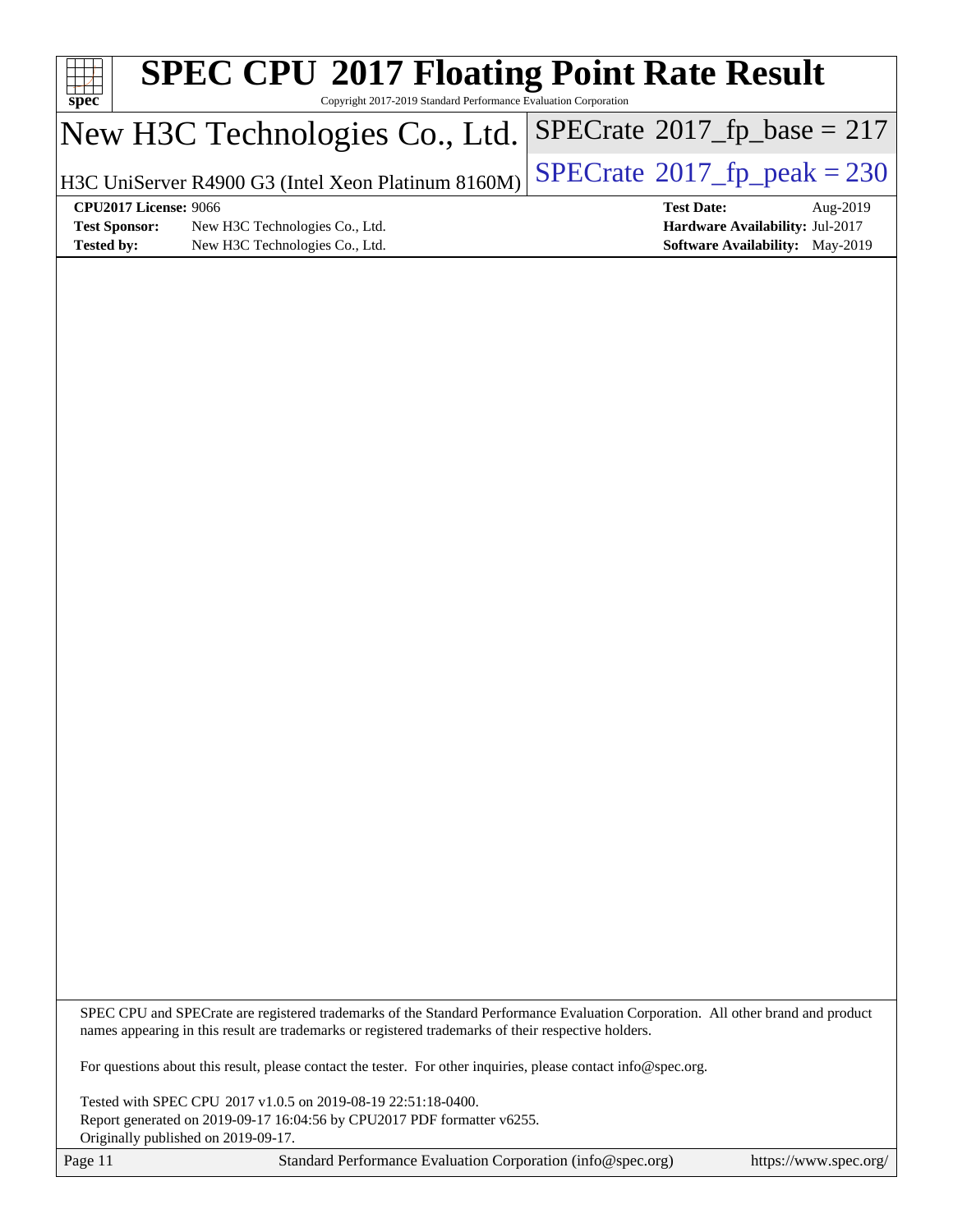SPEC CPU and SPECrate are registered trademarks of the Standard Performance Evaluation Corporation. All other brand and product names appearing in this result are trademarks or registered trademarks of their respective holders.

For questions about this result, please contact the tester. For other inquiries, please contact info@spec.org.

Tested with SPEC CPU 2017 v1.0.5 on 2019-08-19 22:51:18-0400.
Report generated on 2019-09-17 16:04:56 by CPU2017 PDF formatter v6255.
Originally published on 2019-09-17.